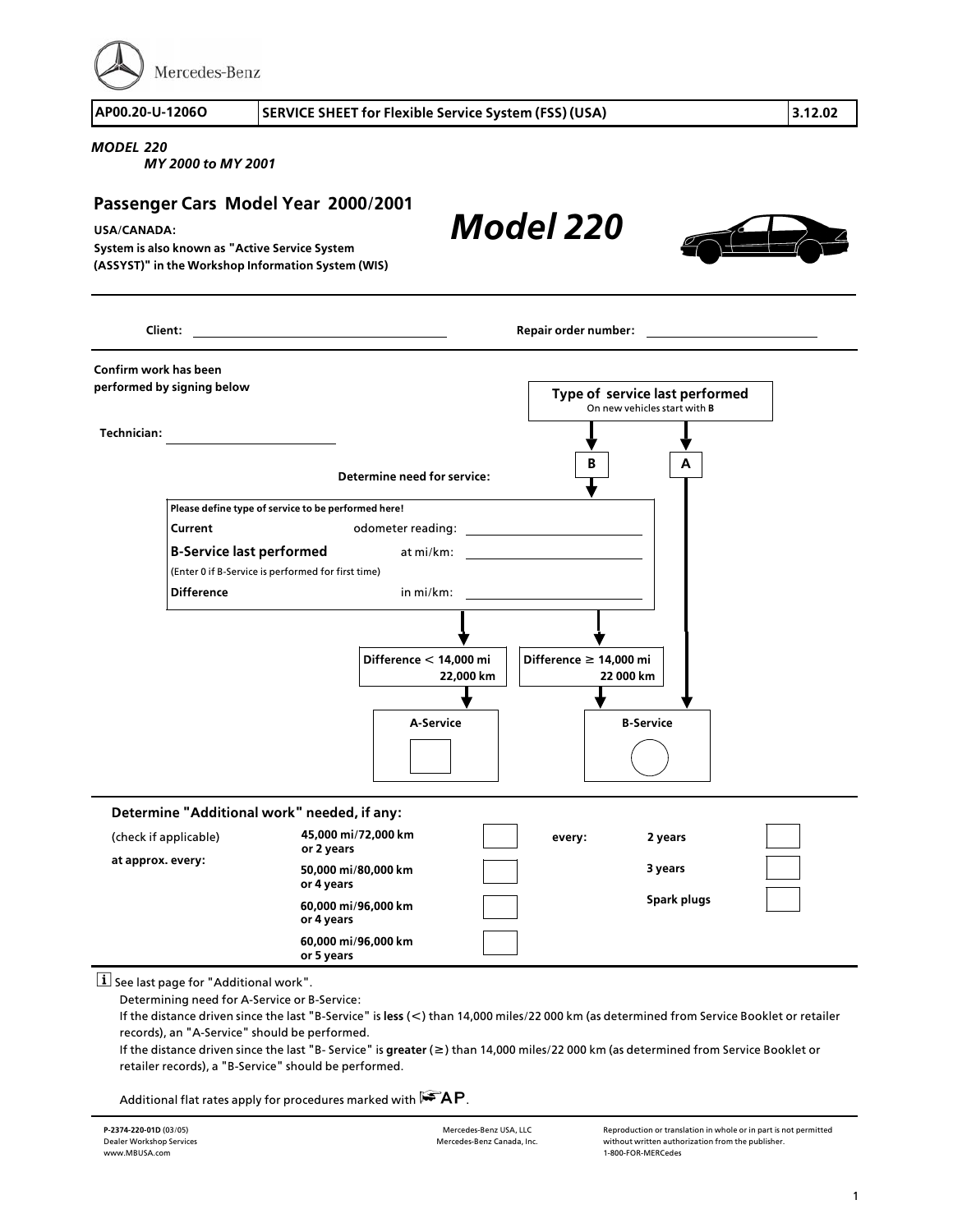Mercedes-Benz

| AP00.20-U-1206O | SERVICE SHEET for Flexible Service System (FSS) (USA) | 3.12.02 |
|---|---|---|

*MODEL 220*
*MY 2000 to MY 2001*

## Passenger Cars Model Year 2000/2001

**USA/CANADA:**

**System is also known as "Active Service System (ASSYST)" in the Workshop Information System (WIS)**

# *Model 220*

**Client:** \_\_\_\_\_\_\_\_\_\_\_\_\_\_\_\_\_\_\_\_ **Repair order number:** \_\_\_\_\_\_\_\_\_\_\_\_\_\_\_\_\_\_\_\_

**Confirm work has been performed by signing below**

**Technician:** \_\_\_\_\_\_\_\_\_\_\_\_\_\_\_\_\_\_\_\_

**Type of service last performed**
On new vehicles start with **B**

**B** | **A**

**Determine need for service:**

**Please define type of service to be performed here!**

| | | |
|---|---|---|
| **Current** | odometer reading: | |
| **B-Service last performed** | at mi/km: | |
| (Enter 0 if B-Service is performed for first time) | | |
| **Difference** | in mi/km: | |

**Difference < 14,000 mi / 22,000 km** → **A-Service** ☐

**Difference ≥ 14,000 mi / 22 000 km** → **B-Service** ○

A → **B-Service**

### Determine "Additional work" needed, if any:

(check if applicable)

**at approx. every:**

| | | | | |
|---|---|---|---|---|
| **45,000 mi/72,000 km or 2 years** | ☐ | **every:** | **2 years** | ☐ |
| **50,000 mi/80,000 km or 4 years** | ☐ | | **3 years** | ☐ |
| **60,000 mi/96,000 km or 4 years** | ☐ | | **Spark plugs** | ☐ |
| **60,000 mi/96,000 km or 5 years** | ☐ | | | |

ℹ See last page for "Additional work".

Determining need for A-Service or B-Service:

If the distance driven since the last "B-Service" is **less** (<) than 14,000 miles/22 000 km (as determined from Service Booklet or retailer records), an "A-Service" should be performed.

If the distance driven since the last "B- Service" is **greater** (≥) than 14,000 miles/22 000 km (as determined from Service Booklet or retailer records), a "B-Service" should be performed.

Additional flat rates apply for procedures marked with ☞AP.

**P-2374-220-01D** (03/05)
Dealer Workshop Services
www.MBUSA.com

Mercedes-Benz USA, LLC
Mercedes-Benz Canada, Inc.

Reproduction or translation in whole or in part is not permitted without written authorization from the publisher.
1-800-FOR-MERCedes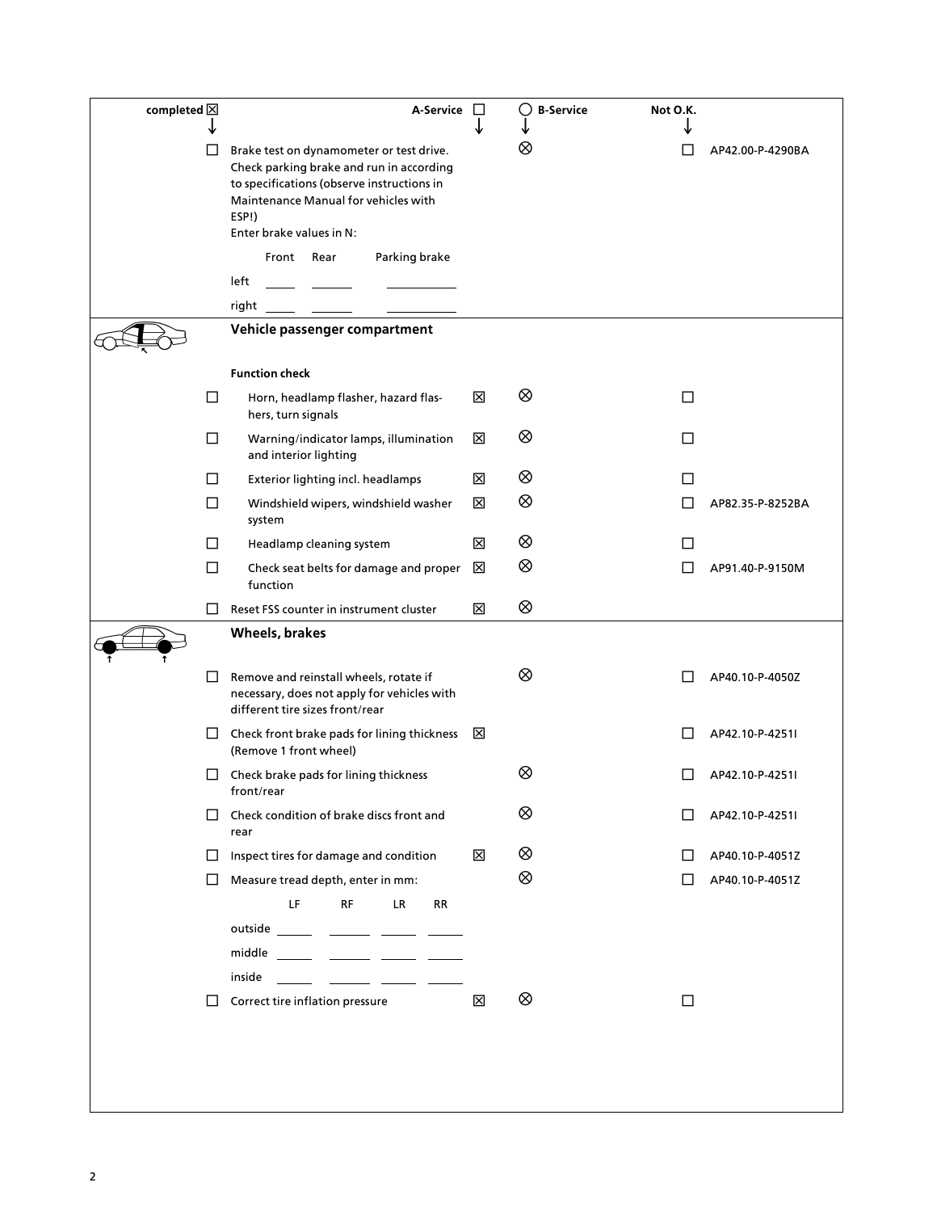| completed ☒ | | A-Service ☐ | ◯ B-Service | Not O.K. | |
|---|---|---|---|---|---|
| ☐ | Brake test on dynamometer or test drive. Check parking brake and run in according to specifications (observe instructions in Maintenance Manual for vehicles with ESP!)<br>Enter brake values in N:<br>Front / Rear / Parking brake<br>left ____ ____ ______<br>right ____ ____ ______ | | ⊗ | ☐ | AP42.00-P-4290BA |

## Vehicle passenger compartment

**Function check**

| completed | | A-Service | B-Service | Not O.K. | |
|---|---|---|---|---|---|
| ☐ | Horn, headlamp flasher, hazard flashers, turn signals | ☒ | ⊗ | ☐ | |
| ☐ | Warning/indicator lamps, illumination and interior lighting | ☒ | ⊗ | ☐ | |
| ☐ | Exterior lighting incl. headlamps | ☒ | ⊗ | ☐ | |
| ☐ | Windshield wipers, windshield washer system | ☒ | ⊗ | ☐ | AP82.35-P-8252BA |
| ☐ | Headlamp cleaning system | ☒ | ⊗ | ☐ | |
| ☐ | Check seat belts for damage and proper function | ☒ | ⊗ | ☐ | AP91.40-P-9150M |
| ☐ | Reset FSS counter in instrument cluster | ☒ | ⊗ | | |

## Wheels, brakes

| completed | | A-Service | B-Service | Not O.K. | |
|---|---|---|---|---|---|
| ☐ | Remove and reinstall wheels, rotate if necessary, does not apply for vehicles with different tire sizes front/rear | | ⊗ | ☐ | AP40.10-P-4050Z |
| ☐ | Check front brake pads for lining thickness (Remove 1 front wheel) | ☒ | | ☐ | AP42.10-P-4251I |
| ☐ | Check brake pads for lining thickness front/rear | | ⊗ | ☐ | AP42.10-P-4251I |
| ☐ | Check condition of brake discs front and rear | | ⊗ | ☐ | AP42.10-P-4251I |
| ☐ | Inspect tires for damage and condition | ☒ | ⊗ | ☐ | AP40.10-P-4051Z |
| ☐ | Measure tread depth, enter in mm:<br>LF / RF / LR / RR<br>outside ____ ____ ____ ____<br>middle ____ ____ ____ ____<br>inside ____ ____ ____ ____ | | ⊗ | ☐ | AP40.10-P-4051Z |
| ☐ | Correct tire inflation pressure | ☒ | ⊗ | ☐ | |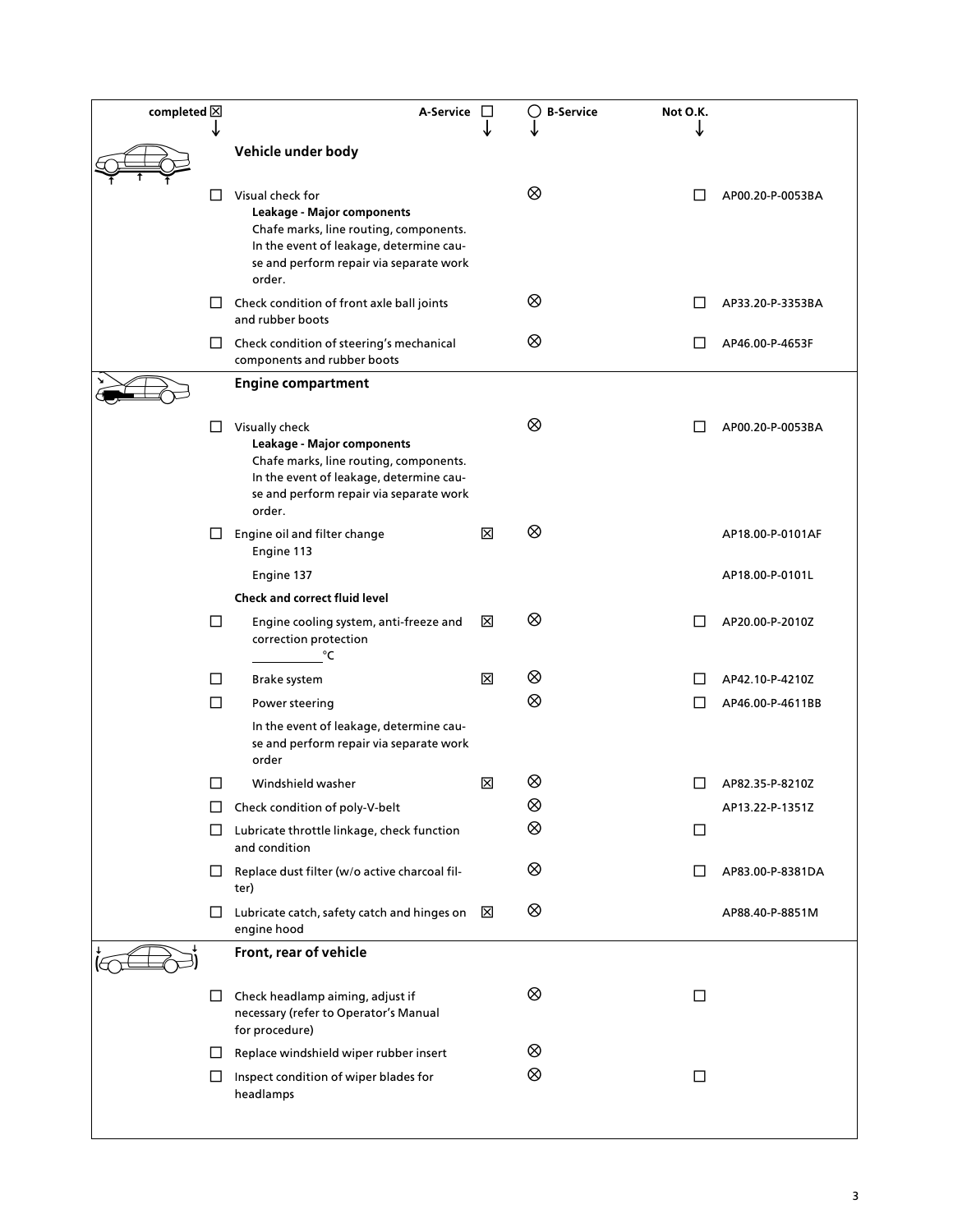| completed ☒ | | A-Service ☐ | ◯ B-Service | Not O.K. | |
|---|---|---|---|---|---|
| | **Vehicle under body** | | | | |
| ☐ | Visual check for **Leakage - Major components** Chafe marks, line routing, components. In the event of leakage, determine cause and perform repair via separate work order. | | ⊗ | ☐ | AP00.20-P-0053BA |
| ☐ | Check condition of front axle ball joints and rubber boots | | ⊗ | ☐ | AP33.20-P-3353BA |
| ☐ | Check condition of steering's mechanical components and rubber boots | | ⊗ | ☐ | AP46.00-P-4653F |
| | **Engine compartment** | | | | |
| ☐ | Visually check **Leakage - Major components** Chafe marks, line routing, components. In the event of leakage, determine cause and perform repair via separate work order. | | ⊗ | ☐ | AP00.20-P-0053BA |
| ☐ | Engine oil and filter change Engine 113 | ☒ | ⊗ | | AP18.00-P-0101AF |
| | Engine 137 | | | | AP18.00-P-0101L |
| | **Check and correct fluid level** | | | | |
| ☐ | Engine cooling system, anti-freeze and correction protection ____________°C | ☒ | ⊗ | ☐ | AP20.00-P-2010Z |
| ☐ | Brake system | ☒ | ⊗ | ☐ | AP42.10-P-4210Z |
| ☐ | Power steering | | ⊗ | ☐ | AP46.00-P-4611BB |
| | In the event of leakage, determine cause and perform repair via separate work order | | | | |
| ☐ | Windshield washer | ☒ | ⊗ | ☐ | AP82.35-P-8210Z |
| ☐ | Check condition of poly-V-belt | | ⊗ | | AP13.22-P-1351Z |
| ☐ | Lubricate throttle linkage, check function and condition | | ⊗ | ☐ | |
| ☐ | Replace dust filter (w/o active charcoal filter) | | ⊗ | ☐ | AP83.00-P-8381DA |
| ☐ | Lubricate catch, safety catch and hinges on engine hood | ☒ | ⊗ | | AP88.40-P-8851M |
| | **Front, rear of vehicle** | | | | |
| ☐ | Check headlamp aiming, adjust if necessary (refer to Operator's Manual for procedure) | | ⊗ | ☐ | |
| ☐ | Replace windshield wiper rubber insert | | ⊗ | | |
| ☐ | Inspect condition of wiper blades for headlamps | | ⊗ | ☐ | |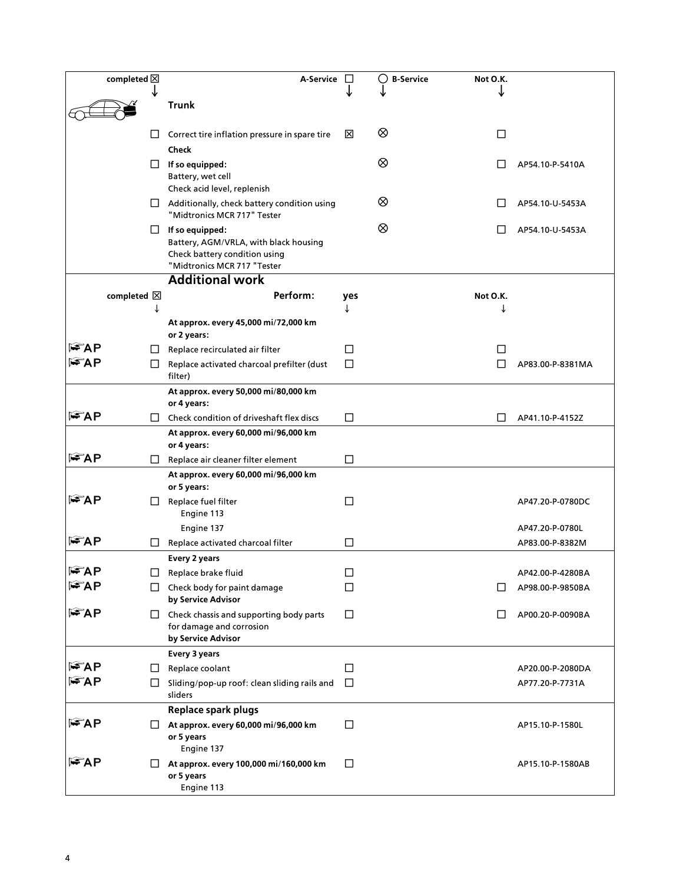| completed ☒ ↓ | A-Service ☐ ↓ | | ◯ B-Service ↓ | Not O.K. ↓ | |
|---|---|---|---|---|---|
| | **Trunk** | | | | |
| ☐ | Correct tire inflation pressure in spare tire | ☒ | ⊗ | ☐ | |
| | **Check** | | | | |
| ☐ | **If so equipped:** Battery, wet cell Check acid level, replenish | | ⊗ | ☐ | AP54.10-P-5410A |
| ☐ | Additionally, check battery condition using "Midtronics MCR 717" Tester | | ⊗ | ☐ | AP54.10-U-5453A |
| ☐ | **If so equipped:** Battery, AGM/VRLA, with black housing Check battery condition using "Midtronics MCR 717 "Tester | | ⊗ | ☐ | AP54.10-U-5453A |

## Additional work

| | completed ☒ ↓ | Perform: | yes ↓ | Not O.K. ↓ | |
|---|---|---|---|---|---|
| | | **At approx. every 45,000 mi/72,000 km or 2 years:** | | | |
| ☞AP | ☐ | Replace recirculated air filter | ☐ | ☐ | |
| ☞AP | ☐ | Replace activated charcoal prefilter (dust filter) | ☐ | ☐ | AP83.00-P-8381MA |
| | | **At approx. every 50,000 mi/80,000 km or 4 years:** | | | |
| ☞AP | ☐ | Check condition of driveshaft flex discs | ☐ | ☐ | AP41.10-P-4152Z |
| | | **At approx. every 60,000 mi/96,000 km or 4 years:** | | | |
| ☞AP | ☐ | Replace air cleaner filter element | ☐ | | |
| | | **At approx. every 60,000 mi/96,000 km or 5 years:** | | | |
| ☞AP | ☐ | Replace fuel filter Engine 113 | ☐ | | AP47.20-P-0780DC |
| | | Engine 137 | | | AP47.20-P-0780L |
| ☞AP | ☐ | Replace activated charcoal filter | ☐ | | AP83.00-P-8382M |
| | | **Every 2 years** | | | |
| ☞AP | ☐ | Replace brake fluid | ☐ | | AP42.00-P-4280BA |
| ☞AP | ☐ | Check body for paint damage **by Service Advisor** | ☐ | ☐ | AP98.00-P-9850BA |
| ☞AP | ☐ | Check chassis and supporting body parts for damage and corrosion **by Service Advisor** | ☐ | ☐ | AP00.20-P-0090BA |
| | | **Every 3 years** | | | |
| ☞AP | ☐ | Replace coolant | ☐ | | AP20.00-P-2080DA |
| ☞AP | ☐ | Sliding/pop-up roof: clean sliding rails and sliders | ☐ | | AP77.20-P-7731A |
| | | **Replace spark plugs** | | | |
| ☞AP | ☐ | **At approx. every 60,000 mi/96,000 km or 5 years** Engine 137 | ☐ | | AP15.10-P-1580L |
| ☞AP | ☐ | **At approx. every 100,000 mi/160,000 km or 5 years** Engine 113 | ☐ | | AP15.10-P-1580AB |